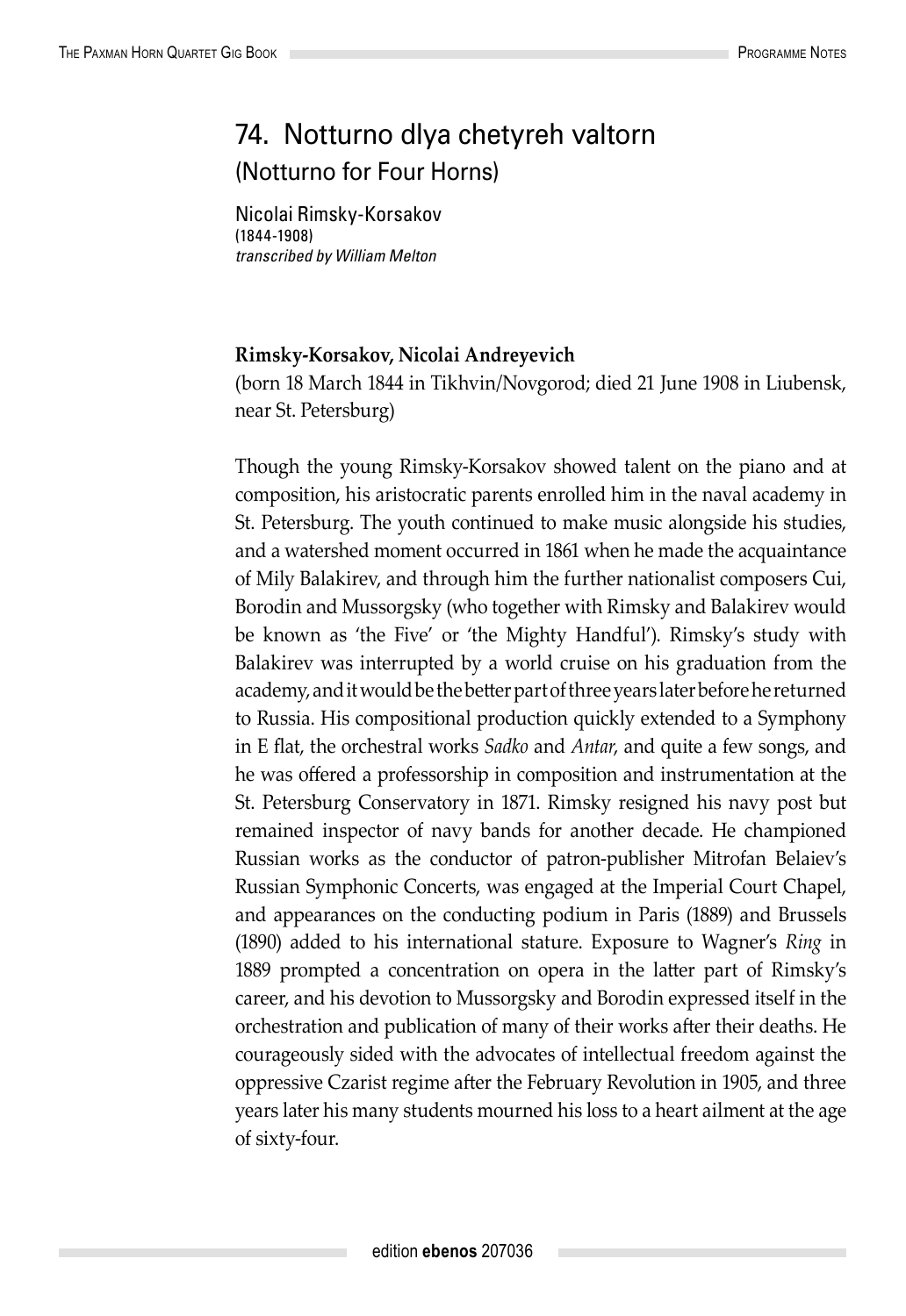# 74. Notturno dlya chetyreh valtorn

## (Notturno for Four Horns)

Nicolai Rimsky-Korsakov
(1844-1908)
*transcribed by William Melton*

**Rimsky-Korsakov, Nicolai Andreyevich**
(born 18 March 1844 in Tikhvin/Novgorod; died 21 June 1908 in Liubensk, near St. Petersburg)

Though the young Rimsky-Korsakov showed talent on the piano and at composition, his aristocratic parents enrolled him in the naval academy in St. Petersburg. The youth continued to make music alongside his studies, and a watershed moment occurred in 1861 when he made the acquaintance of Mily Balakirev, and through him the further nationalist composers Cui, Borodin and Mussorgsky (who together with Rimsky and Balakirev would be known as 'the Five' or 'the Mighty Handful'). Rimsky's study with Balakirev was interrupted by a world cruise on his graduation from the academy, and it would be the better part of three years later before he returned to Russia. His compositional production quickly extended to a Symphony in E flat, the orchestral works *Sadko* and *Antar*, and quite a few songs, and he was offered a professorship in composition and instrumentation at the St. Petersburg Conservatory in 1871. Rimsky resigned his navy post but remained inspector of navy bands for another decade. He championed Russian works as the conductor of patron-publisher Mitrofan Belaiev's Russian Symphonic Concerts, was engaged at the Imperial Court Chapel, and appearances on the conducting podium in Paris (1889) and Brussels (1890) added to his international stature. Exposure to Wagner's *Ring* in 1889 prompted a concentration on opera in the latter part of Rimsky's career, and his devotion to Mussorgsky and Borodin expressed itself in the orchestration and publication of many of their works after their deaths. He courageously sided with the advocates of intellectual freedom against the oppressive Czarist regime after the February Revolution in 1905, and three years later his many students mourned his loss to a heart ailment at the age of sixty-four.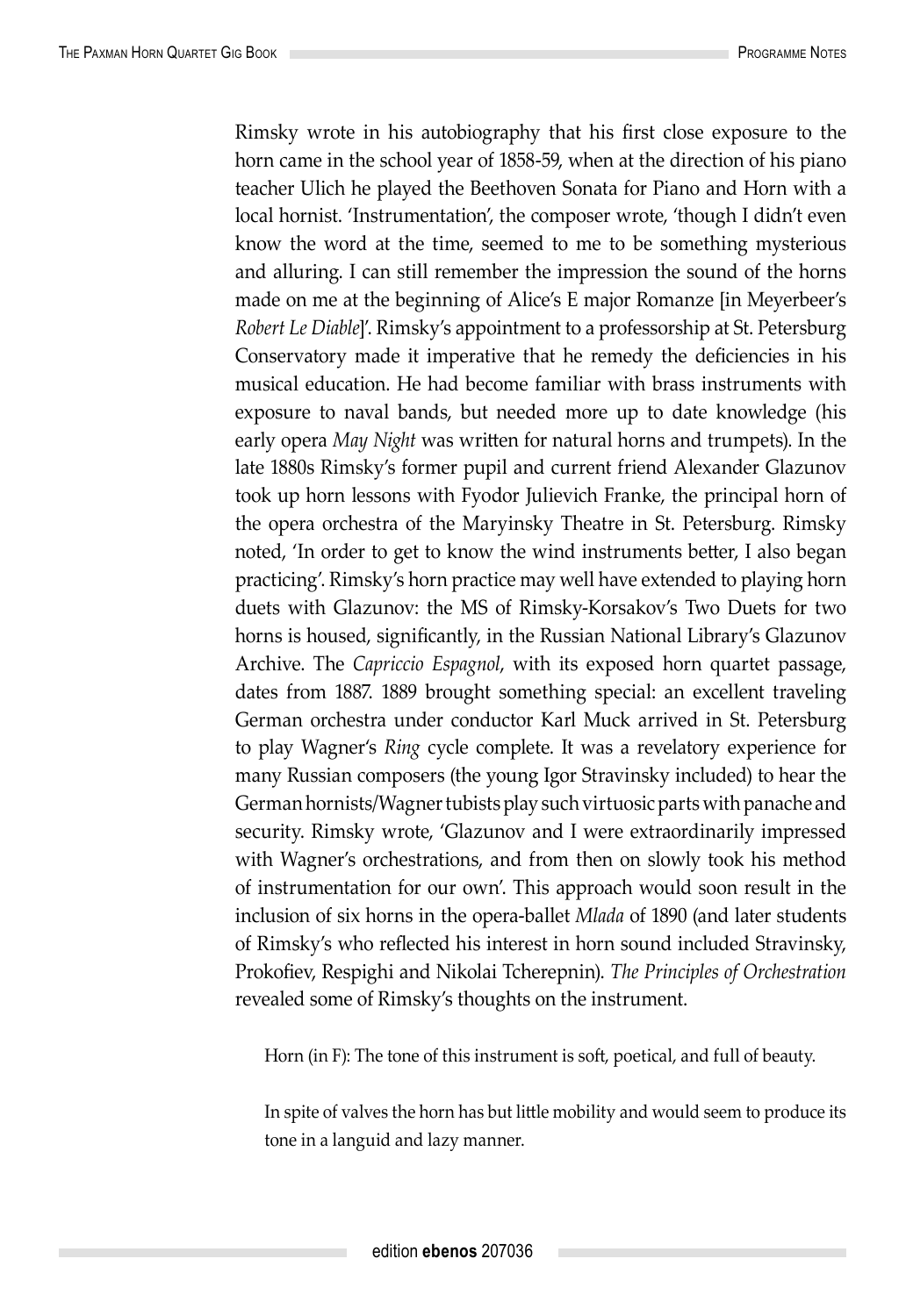Rimsky wrote in his autobiography that his first close exposure to the horn came in the school year of 1858-59, when at the direction of his piano teacher Ulich he played the Beethoven Sonata for Piano and Horn with a local hornist. 'Instrumentation', the composer wrote, 'though I didn't even know the word at the time, seemed to me to be something mysterious and alluring. I can still remember the impression the sound of the horns made on me at the beginning of Alice's E major Romanze [in Meyerbeer's *Robert Le Diable*]'. Rimsky's appointment to a professorship at St. Petersburg Conservatory made it imperative that he remedy the deficiencies in his musical education. He had become familiar with brass instruments with exposure to naval bands, but needed more up to date knowledge (his early opera *May Night* was written for natural horns and trumpets). In the late 1880s Rimsky's former pupil and current friend Alexander Glazunov took up horn lessons with Fyodor Julievich Franke, the principal horn of the opera orchestra of the Maryinsky Theatre in St. Petersburg. Rimsky noted, 'In order to get to know the wind instruments better, I also began practicing'. Rimsky's horn practice may well have extended to playing horn duets with Glazunov: the MS of Rimsky-Korsakov's Two Duets for two horns is housed, significantly, in the Russian National Library's Glazunov Archive. The *Capriccio Espagnol*, with its exposed horn quartet passage, dates from 1887. 1889 brought something special: an excellent traveling German orchestra under conductor Karl Muck arrived in St. Petersburg to play Wagner's *Ring* cycle complete. It was a revelatory experience for many Russian composers (the young Igor Stravinsky included) to hear the German hornists/Wagner tubists play such virtuosic parts with panache and security. Rimsky wrote, 'Glazunov and I were extraordinarily impressed with Wagner's orchestrations, and from then on slowly took his method of instrumentation for our own'. This approach would soon result in the inclusion of six horns in the opera-ballet *Mlada* of 1890 (and later students of Rimsky's who reflected his interest in horn sound included Stravinsky, Prokofiev, Respighi and Nikolai Tcherepnin). *The Principles of Orchestration* revealed some of Rimsky's thoughts on the instrument.

> Horn (in F): The tone of this instrument is soft, poetical, and full of beauty.
>
> In spite of valves the horn has but little mobility and would seem to produce its tone in a languid and lazy manner.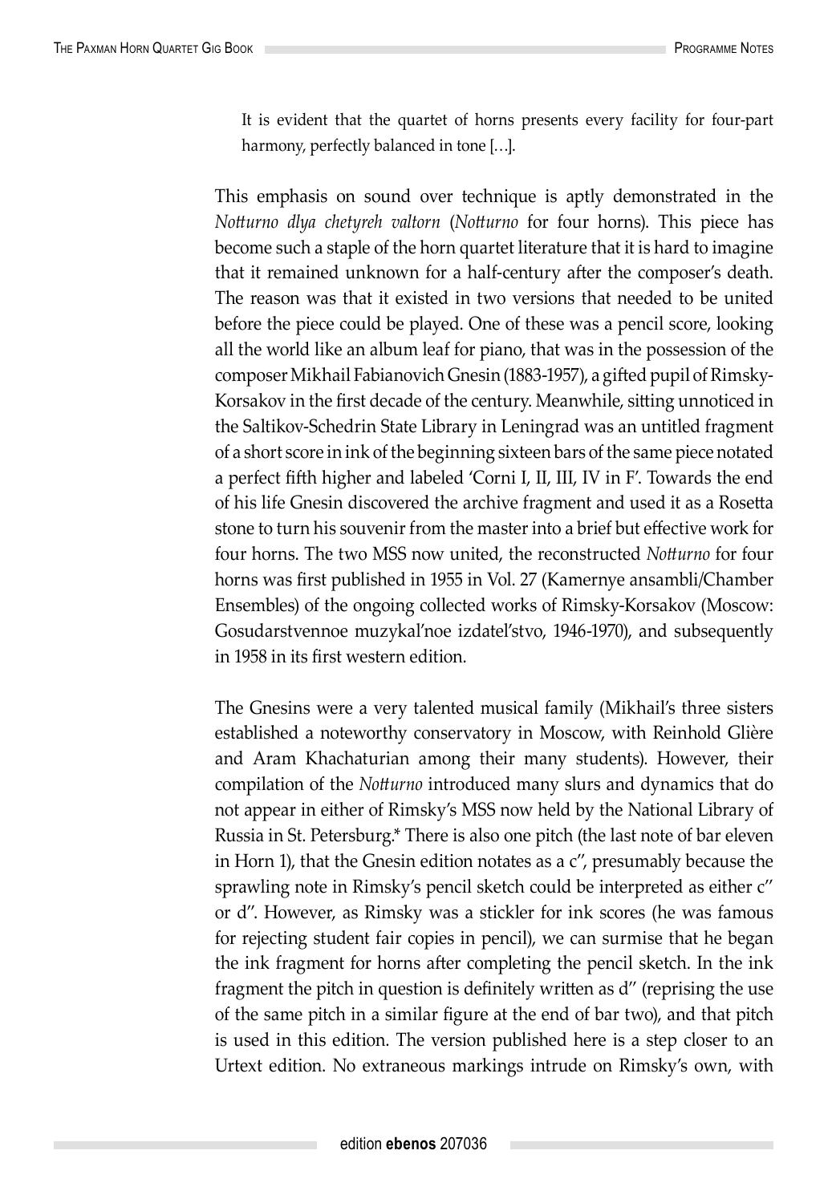> It is evident that the quartet of horns presents every facility for four-part harmony, perfectly balanced in tone […].

This emphasis on sound over technique is aptly demonstrated in the *Notturno dlya chetyreh valtorn* (*Notturno* for four horns). This piece has become such a staple of the horn quartet literature that it is hard to imagine that it remained unknown for a half-century after the composer's death. The reason was that it existed in two versions that needed to be united before the piece could be played. One of these was a pencil score, looking all the world like an album leaf for piano, that was in the possession of the composer Mikhail Fabianovich Gnesin (1883-1957), a gifted pupil of Rimsky-Korsakov in the first decade of the century. Meanwhile, sitting unnoticed in the Saltikov-Schedrin State Library in Leningrad was an untitled fragment of a short score in ink of the beginning sixteen bars of the same piece notated a perfect fifth higher and labeled 'Corni I, II, III, IV in F'. Towards the end of his life Gnesin discovered the archive fragment and used it as a Rosetta stone to turn his souvenir from the master into a brief but effective work for four horns. The two MSS now united, the reconstructed *Notturno* for four horns was first published in 1955 in Vol. 27 (Kamernye ansambli/Chamber Ensembles) of the ongoing collected works of Rimsky-Korsakov (Moscow: Gosudarstvennoe muzykal'noe izdatel'stvo, 1946-1970), and subsequently in 1958 in its first western edition.

The Gnesins were a very talented musical family (Mikhail's three sisters established a noteworthy conservatory in Moscow, with Reinhold Glière and Aram Khachaturian among their many students). However, their compilation of the *Notturno* introduced many slurs and dynamics that do not appear in either of Rimsky's MSS now held by the National Library of Russia in St. Petersburg.* There is also one pitch (the last note of bar eleven in Horn 1), that the Gnesin edition notates as a c'', presumably because the sprawling note in Rimsky's pencil sketch could be interpreted as either c'' or d''. However, as Rimsky was a stickler for ink scores (he was famous for rejecting student fair copies in pencil), we can surmise that he began the ink fragment for horns after completing the pencil sketch. In the ink fragment the pitch in question is definitely written as d'' (reprising the use of the same pitch in a similar figure at the end of bar two), and that pitch is used in this edition. The version published here is a step closer to an Urtext edition. No extraneous markings intrude on Rimsky's own, with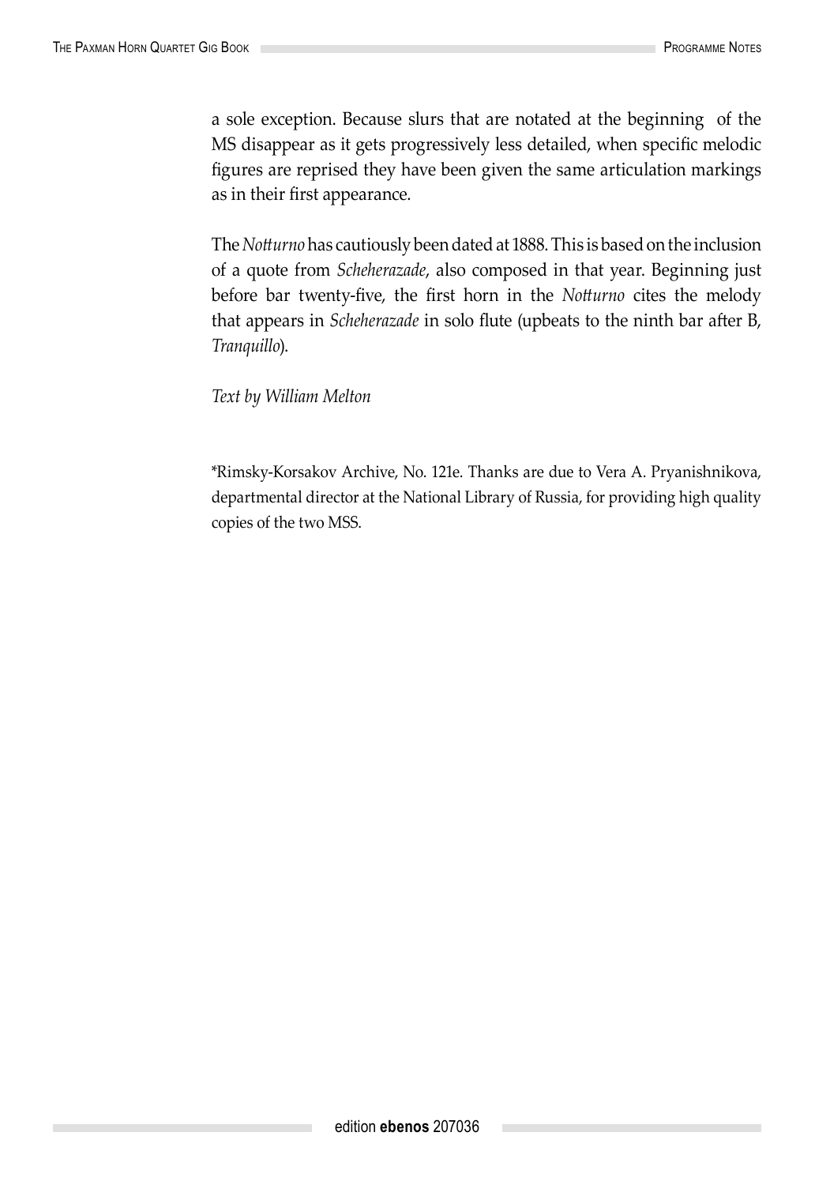a sole exception. Because slurs that are notated at the beginning of the MS disappear as it gets progressively less detailed, when specific melodic figures are reprised they have been given the same articulation markings as in their first appearance.

The *Notturno* has cautiously been dated at 1888. This is based on the inclusion of a quote from *Scheherazade*, also composed in that year. Beginning just before bar twenty-five, the first horn in the *Notturno* cites the melody that appears in *Scheherazade* in solo flute (upbeats to the ninth bar after B, *Tranquillo*).

*Text by William Melton*

*Rimsky-Korsakov Archive, No. 121e. Thanks are due to Vera A. Pryanishnikova, departmental director at the National Library of Russia, for providing high quality copies of the two MSS.